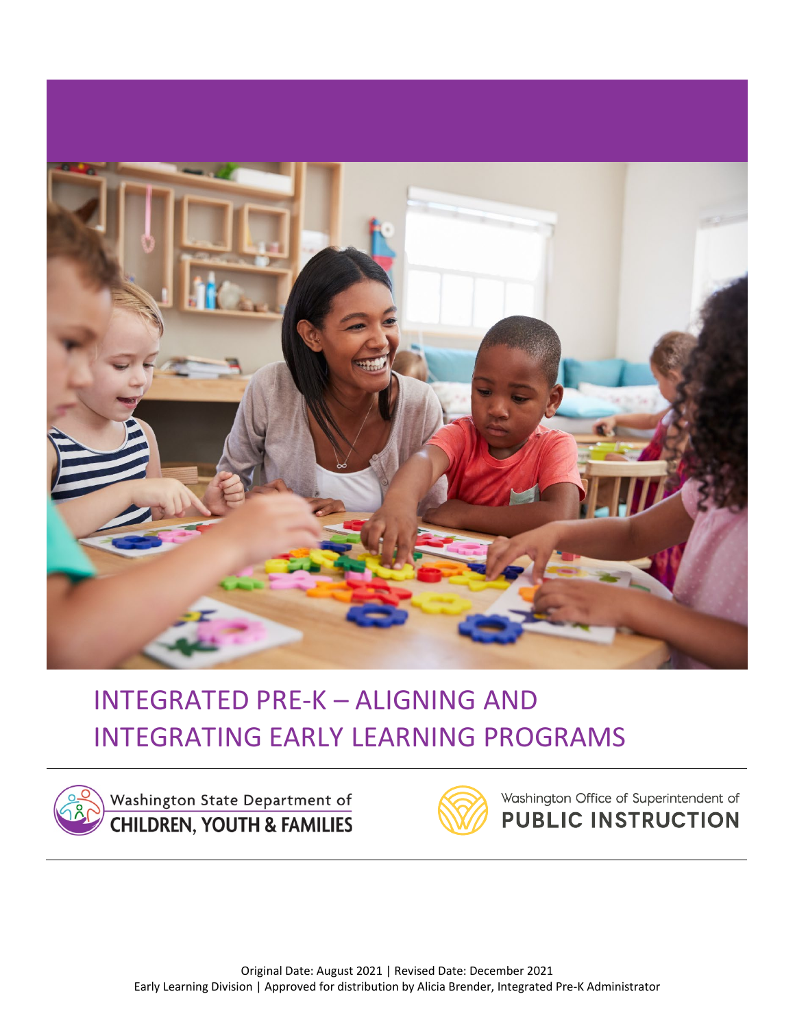# INTEGRATED PRE-K – ALIGNING AND INTEGRATING EARLY LEARNING PROGRAMS

Washington State Department of CHILDREN, YOUTH & FAMILIES

Washington Office of Superintendent of PUBLIC INSTRUCTION

Original Date: August 2021 | Revised Date: December 2021
Early Learning Division | Approved for distribution by Alicia Brender, Integrated Pre-K Administrator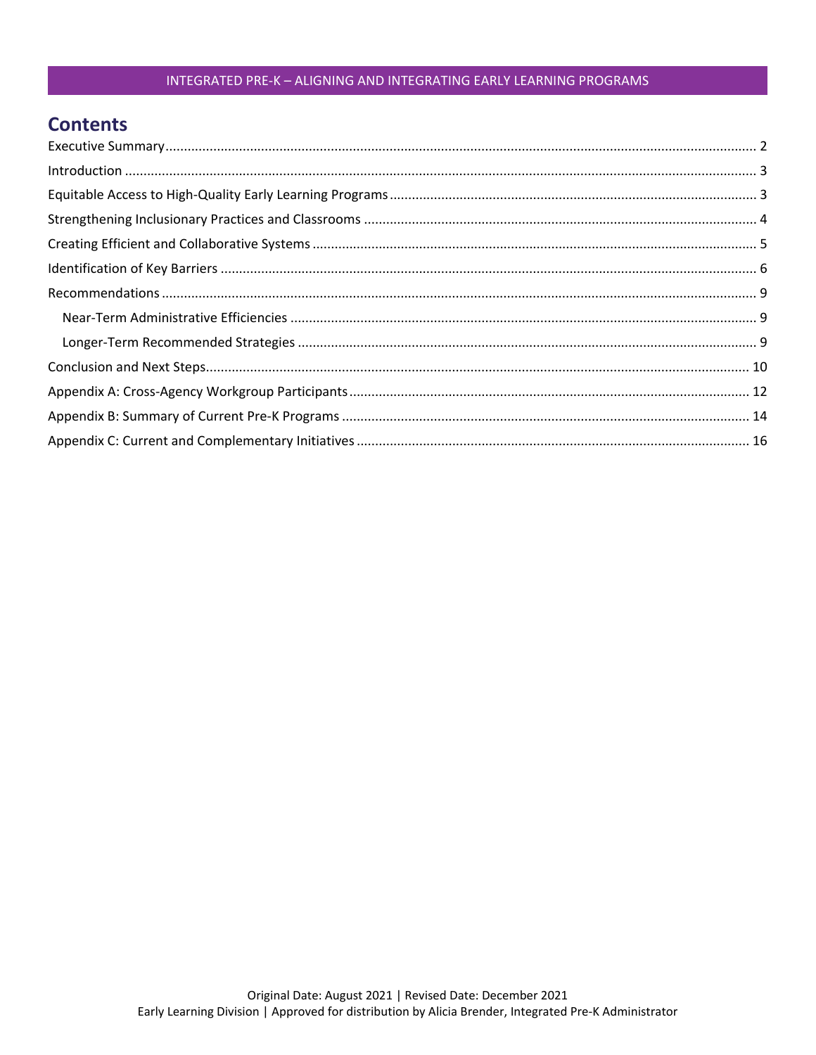## Contents

Executive Summary ........................................................................................................................................... 2
Introduction ....................................................................................................................................................... 3
Equitable Access to High-Quality Early Learning Programs ................................................................................. 3
Strengthening Inclusionary Practices and Classrooms ........................................................................................ 4
Creating Efficient and Collaborative Systems ..................................................................................................... 5
Identification of Key Barriers .............................................................................................................................. 6
Recommendations .............................................................................................................................................. 9
- Near-Term Administrative Efficiencies ........................................................................................................... 9
- Longer-Term Recommended Strategies ......................................................................................................... 9

Conclusion and Next Steps................................................................................................................................. 10
Appendix A: Cross-Agency Workgroup Participants ........................................................................................... 12
Appendix B: Summary of Current Pre-K Programs ............................................................................................. 14
Appendix C: Current and Complementary Initiatives ......................................................................................... 16

Original Date: August 2021 | Revised Date: December 2021
Early Learning Division | Approved for distribution by Alicia Brender, Integrated Pre-K Administrator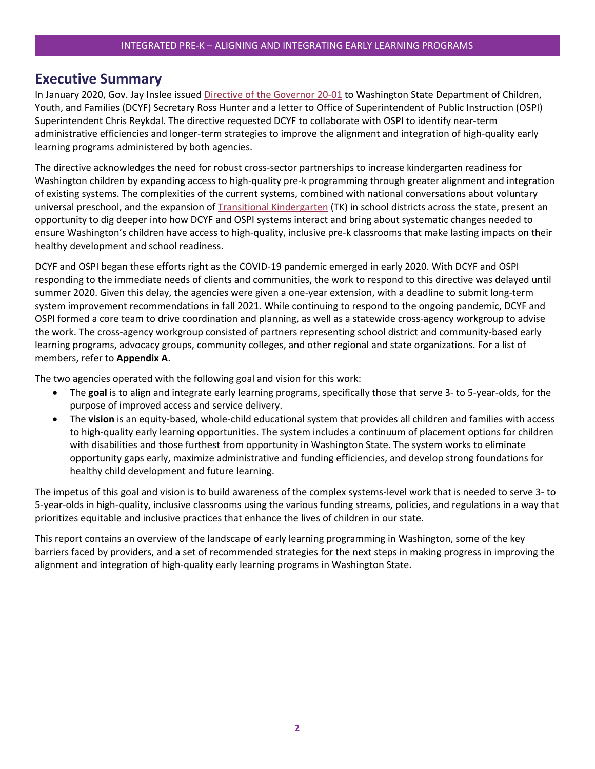## Executive Summary

In January 2020, Gov. Jay Inslee issued Directive of the Governor 20-01 to Washington State Department of Children, Youth, and Families (DCYF) Secretary Ross Hunter and a letter to Office of Superintendent of Public Instruction (OSPI) Superintendent Chris Reykdal. The directive requested DCYF to collaborate with OSPI to identify near-term administrative efficiencies and longer-term strategies to improve the alignment and integration of high-quality early learning programs administered by both agencies.

The directive acknowledges the need for robust cross-sector partnerships to increase kindergarten readiness for Washington children by expanding access to high-quality pre-k programming through greater alignment and integration of existing systems. The complexities of the current systems, combined with national conversations about voluntary universal preschool, and the expansion of Transitional Kindergarten (TK) in school districts across the state, present an opportunity to dig deeper into how DCYF and OSPI systems interact and bring about systematic changes needed to ensure Washington's children have access to high-quality, inclusive pre-k classrooms that make lasting impacts on their healthy development and school readiness.

DCYF and OSPI began these efforts right as the COVID-19 pandemic emerged in early 2020. With DCYF and OSPI responding to the immediate needs of clients and communities, the work to respond to this directive was delayed until summer 2020. Given this delay, the agencies were given a one-year extension, with a deadline to submit long-term system improvement recommendations in fall 2021. While continuing to respond to the ongoing pandemic, DCYF and OSPI formed a core team to drive coordination and planning, as well as a statewide cross-agency workgroup to advise the work. The cross-agency workgroup consisted of partners representing school district and community-based early learning programs, advocacy groups, community colleges, and other regional and state organizations. For a list of members, refer to **Appendix A**.

The two agencies operated with the following goal and vision for this work:

- The **goal** is to align and integrate early learning programs, specifically those that serve 3- to 5-year-olds, for the purpose of improved access and service delivery.
- The **vision** is an equity-based, whole-child educational system that provides all children and families with access to high-quality early learning opportunities. The system includes a continuum of placement options for children with disabilities and those furthest from opportunity in Washington State. The system works to eliminate opportunity gaps early, maximize administrative and funding efficiencies, and develop strong foundations for healthy child development and future learning.

The impetus of this goal and vision is to build awareness of the complex systems-level work that is needed to serve 3- to 5-year-olds in high-quality, inclusive classrooms using the various funding streams, policies, and regulations in a way that prioritizes equitable and inclusive practices that enhance the lives of children in our state.

This report contains an overview of the landscape of early learning programming in Washington, some of the key barriers faced by providers, and a set of recommended strategies for the next steps in making progress in improving the alignment and integration of high-quality early learning programs in Washington State.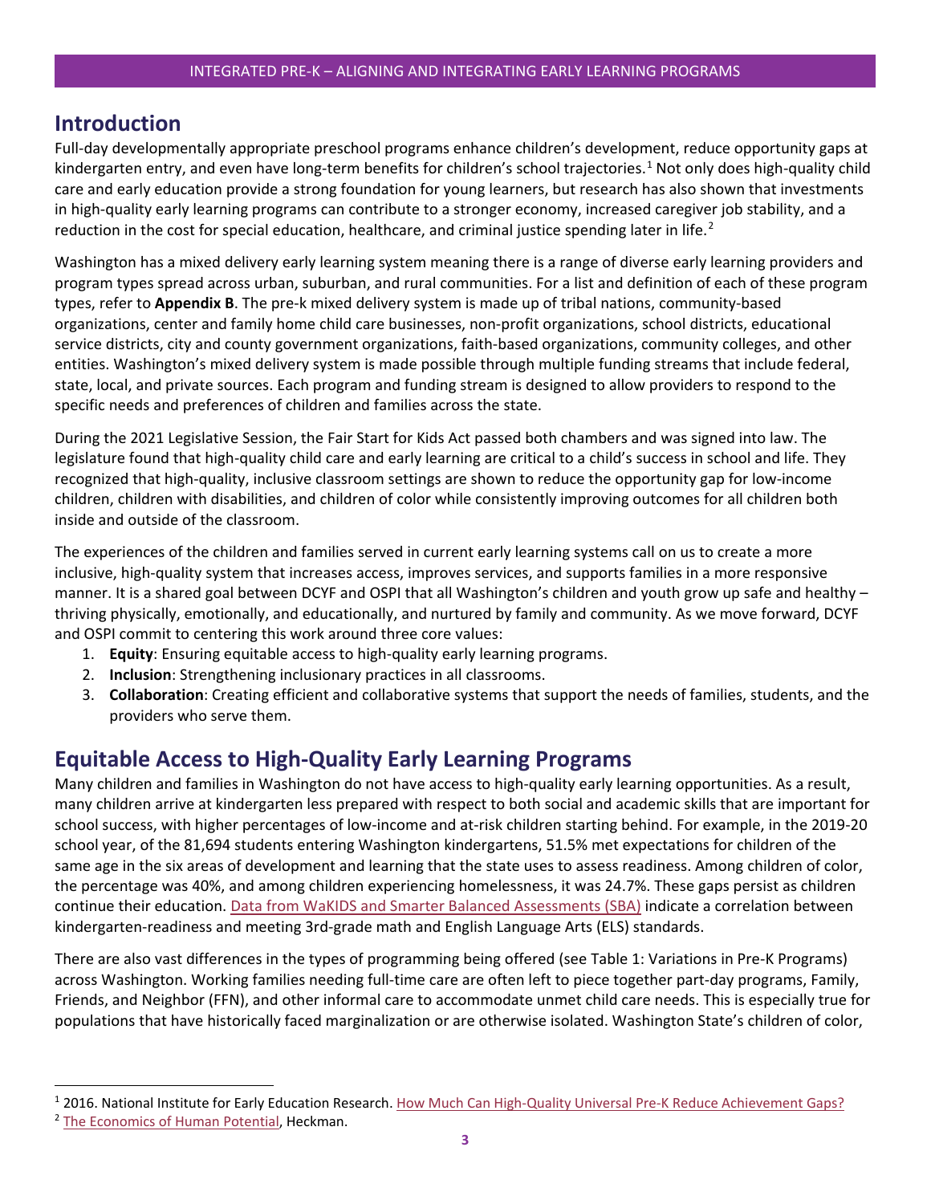## Introduction

Full-day developmentally appropriate preschool programs enhance children's development, reduce opportunity gaps at kindergarten entry, and even have long-term benefits for children's school trajectories.[1] Not only does high-quality child care and early education provide a strong foundation for young learners, but research has also shown that investments in high-quality early learning programs can contribute to a stronger economy, increased caregiver job stability, and a reduction in the cost for special education, healthcare, and criminal justice spending later in life.[2]

Washington has a mixed delivery early learning system meaning there is a range of diverse early learning providers and program types spread across urban, suburban, and rural communities. For a list and definition of each of these program types, refer to **Appendix B**. The pre-k mixed delivery system is made up of tribal nations, community-based organizations, center and family home child care businesses, non-profit organizations, school districts, educational service districts, city and county government organizations, faith-based organizations, community colleges, and other entities. Washington's mixed delivery system is made possible through multiple funding streams that include federal, state, local, and private sources. Each program and funding stream is designed to allow providers to respond to the specific needs and preferences of children and families across the state.

During the 2021 Legislative Session, the Fair Start for Kids Act passed both chambers and was signed into law. The legislature found that high-quality child care and early learning are critical to a child's success in school and life. They recognized that high-quality, inclusive classroom settings are shown to reduce the opportunity gap for low-income children, children with disabilities, and children of color while consistently improving outcomes for all children both inside and outside of the classroom.

The experiences of the children and families served in current early learning systems call on us to create a more inclusive, high-quality system that increases access, improves services, and supports families in a more responsive manner. It is a shared goal between DCYF and OSPI that all Washington's children and youth grow up safe and healthy – thriving physically, emotionally, and educationally, and nurtured by family and community. As we move forward, DCYF and OSPI commit to centering this work around three core values:

1. **Equity**: Ensuring equitable access to high-quality early learning programs.
2. **Inclusion**: Strengthening inclusionary practices in all classrooms.
3. **Collaboration**: Creating efficient and collaborative systems that support the needs of families, students, and the providers who serve them.

## Equitable Access to High-Quality Early Learning Programs

Many children and families in Washington do not have access to high-quality early learning opportunities. As a result, many children arrive at kindergarten less prepared with respect to both social and academic skills that are important for school success, with higher percentages of low-income and at-risk children starting behind. For example, in the 2019-20 school year, of the 81,694 students entering Washington kindergartens, 51.5% met expectations for children of the same age in the six areas of development and learning that the state uses to assess readiness. Among children of color, the percentage was 40%, and among children experiencing homelessness, it was 24.7%. These gaps persist as children continue their education. Data from WaKIDS and Smarter Balanced Assessments (SBA) indicate a correlation between kindergarten-readiness and meeting 3rd-grade math and English Language Arts (ELS) standards.

There are also vast differences in the types of programming being offered (see Table 1: Variations in Pre-K Programs) across Washington. Working families needing full-time care are often left to piece together part-day programs, Family, Friends, and Neighbor (FFN), and other informal care to accommodate unmet child care needs. This is especially true for populations that have historically faced marginalization or are otherwise isolated. Washington State's children of color,

---

[1] 2016. National Institute for Early Education Research. How Much Can High-Quality Universal Pre-K Reduce Achievement Gaps?

[2] The Economics of Human Potential, Heckman.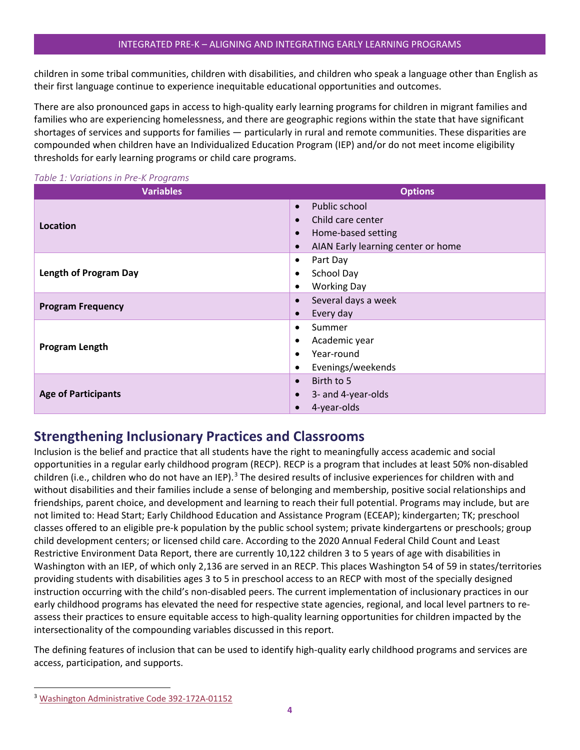children in some tribal communities, children with disabilities, and children who speak a language other than English as their first language continue to experience inequitable educational opportunities and outcomes.

There are also pronounced gaps in access to high-quality early learning programs for children in migrant families and families who are experiencing homelessness, and there are geographic regions within the state that have significant shortages of services and supports for families — particularly in rural and remote communities. These disparities are compounded when children have an Individualized Education Program (IEP) and/or do not meet income eligibility thresholds for early learning programs or child care programs.

*Table 1: Variations in Pre-K Programs*

| Variables | Options |
|---|---|
| **Location** | • Public school<br>• Child care center<br>• Home-based setting<br>• AIAN Early learning center or home |
| **Length of Program Day** | • Part Day<br>• School Day<br>• Working Day |
| **Program Frequency** | • Several days a week<br>• Every day |
| **Program Length** | • Summer<br>• Academic year<br>• Year-round<br>• Evenings/weekends |
| **Age of Participants** | • Birth to 5<br>• 3- and 4-year-olds<br>• 4-year-olds |

## Strengthening Inclusionary Practices and Classrooms

Inclusion is the belief and practice that all students have the right to meaningfully access academic and social opportunities in a regular early childhood program (RECP). RECP is a program that includes at least 50% non-disabled children (i.e., children who do not have an IEP).[3] The desired results of inclusive experiences for children with and without disabilities and their families include a sense of belonging and membership, positive social relationships and friendships, parent choice, and development and learning to reach their full potential. Programs may include, but are not limited to: Head Start; Early Childhood Education and Assistance Program (ECEAP); kindergarten; TK; preschool classes offered to an eligible pre-k population by the public school system; private kindergartens or preschools; group child development centers; or licensed child care. According to the 2020 Annual Federal Child Count and Least Restrictive Environment Data Report, there are currently 10,122 children 3 to 5 years of age with disabilities in Washington with an IEP, of which only 2,136 are served in an RECP. This places Washington 54 of 59 in states/territories providing students with disabilities ages 3 to 5 in preschool access to an RECP with most of the specially designed instruction occurring with the child's non-disabled peers. The current implementation of inclusionary practices in our early childhood programs has elevated the need for respective state agencies, regional, and local level partners to re-assess their practices to ensure equitable access to high-quality learning opportunities for children impacted by the intersectionality of the compounding variables discussed in this report.

The defining features of inclusion that can be used to identify high-quality early childhood programs and services are access, participation, and supports.

[3] Washington Administrative Code 392-172A-01152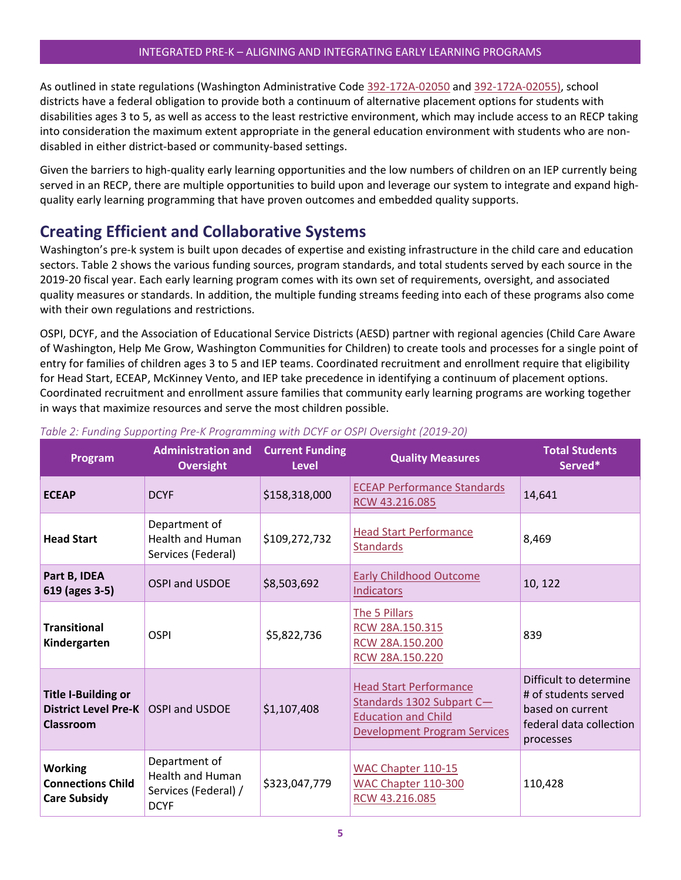As outlined in state regulations (Washington Administrative Code 392-172A-02050 and 392-172A-02055), school districts have a federal obligation to provide both a continuum of alternative placement options for students with disabilities ages 3 to 5, as well as access to the least restrictive environment, which may include access to an RECP taking into consideration the maximum extent appropriate in the general education environment with students who are non-disabled in either district-based or community-based settings.

Given the barriers to high-quality early learning opportunities and the low numbers of children on an IEP currently being served in an RECP, there are multiple opportunities to build upon and leverage our system to integrate and expand high-quality early learning programming that have proven outcomes and embedded quality supports.

## Creating Efficient and Collaborative Systems

Washington's pre-k system is built upon decades of expertise and existing infrastructure in the child care and education sectors. Table 2 shows the various funding sources, program standards, and total students served by each source in the 2019-20 fiscal year. Each early learning program comes with its own set of requirements, oversight, and associated quality measures or standards. In addition, the multiple funding streams feeding into each of these programs also come with their own regulations and restrictions.

OSPI, DCYF, and the Association of Educational Service Districts (AESD) partner with regional agencies (Child Care Aware of Washington, Help Me Grow, Washington Communities for Children) to create tools and processes for a single point of entry for families of children ages 3 to 5 and IEP teams. Coordinated recruitment and enrollment require that eligibility for Head Start, ECEAP, McKinney Vento, and IEP take precedence in identifying a continuum of placement options. Coordinated recruitment and enrollment assure families that community early learning programs are working together in ways that maximize resources and serve the most children possible.

*Table 2: Funding Supporting Pre-K Programming with DCYF or OSPI Oversight (2019-20)*

| Program | Administration and Oversight | Current Funding Level | Quality Measures | Total Students Served* |
|---|---|---|---|---|
| **ECEAP** | DCYF | $158,318,000 | ECEAP Performance Standards<br>RCW 43.216.085 | 14,641 |
| **Head Start** | Department of Health and Human Services (Federal) | $109,272,732 | Head Start Performance Standards | 8,469 |
| **Part B, IDEA 619 (ages 3-5)** | OSPI and USDOE | $8,503,692 | Early Childhood Outcome Indicators | 10, 122 |
| **Transitional Kindergarten** | OSPI | $5,822,736 | The 5 Pillars<br>RCW 28A.150.315<br>RCW 28A.150.200<br>RCW 28A.150.220 | 839 |
| **Title I-Building or District Level Pre-K Classroom** | OSPI and USDOE | $1,107,408 | Head Start Performance Standards 1302 Subpart C—Education and Child Development Program Services | Difficult to determine # of students served based on current federal data collection processes |
| **Working Connections Child Care Subsidy** | Department of Health and Human Services (Federal) / DCYF | $323,047,779 | WAC Chapter 110-15<br>WAC Chapter 110-300<br>RCW 43.216.085 | 110,428 |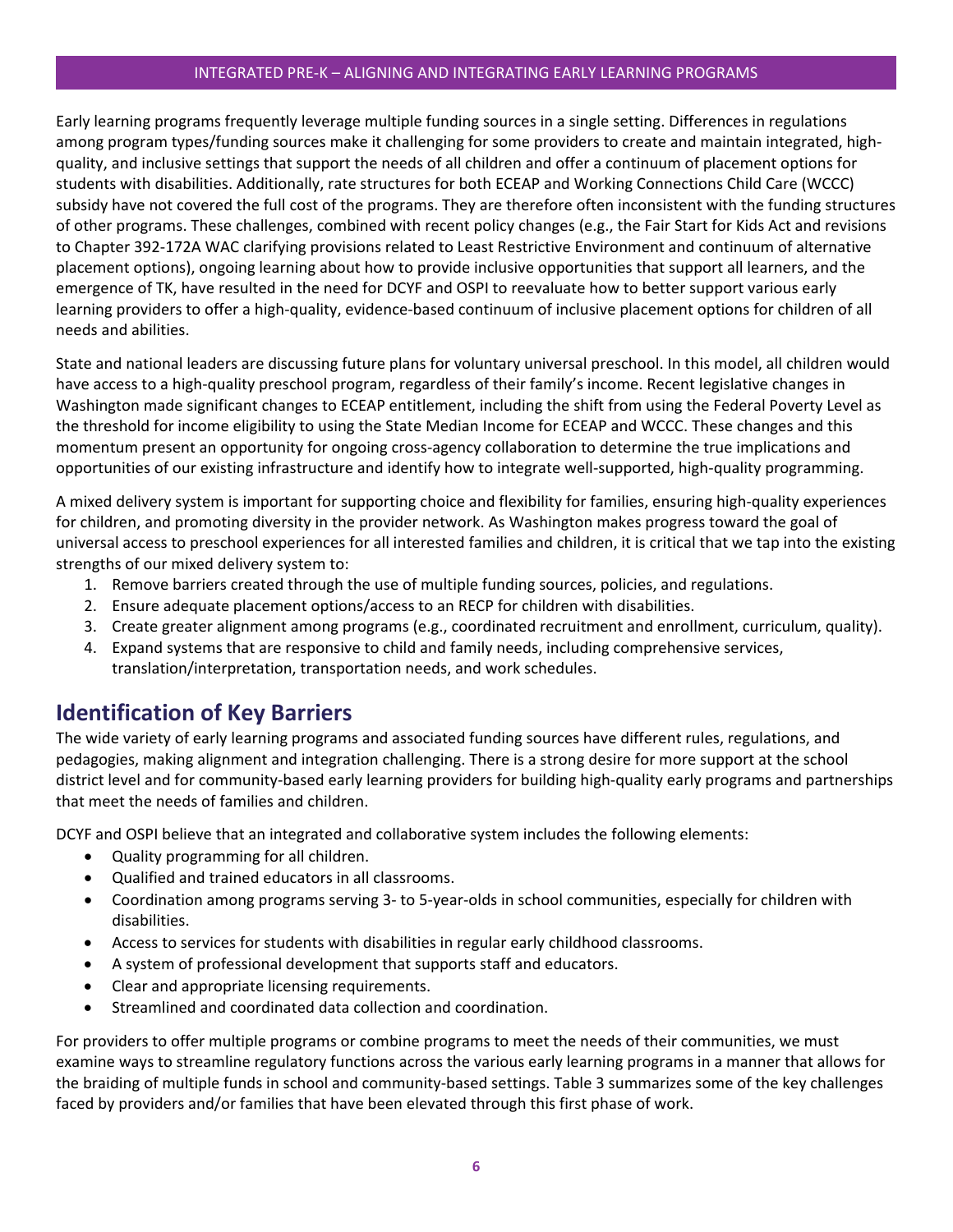Early learning programs frequently leverage multiple funding sources in a single setting. Differences in regulations among program types/funding sources make it challenging for some providers to create and maintain integrated, high-quality, and inclusive settings that support the needs of all children and offer a continuum of placement options for students with disabilities. Additionally, rate structures for both ECEAP and Working Connections Child Care (WCCC) subsidy have not covered the full cost of the programs. They are therefore often inconsistent with the funding structures of other programs. These challenges, combined with recent policy changes (e.g., the Fair Start for Kids Act and revisions to Chapter 392-172A WAC clarifying provisions related to Least Restrictive Environment and continuum of alternative placement options), ongoing learning about how to provide inclusive opportunities that support all learners, and the emergence of TK, have resulted in the need for DCYF and OSPI to reevaluate how to better support various early learning providers to offer a high-quality, evidence-based continuum of inclusive placement options for children of all needs and abilities.

State and national leaders are discussing future plans for voluntary universal preschool. In this model, all children would have access to a high-quality preschool program, regardless of their family's income. Recent legislative changes in Washington made significant changes to ECEAP entitlement, including the shift from using the Federal Poverty Level as the threshold for income eligibility to using the State Median Income for ECEAP and WCCC. These changes and this momentum present an opportunity for ongoing cross-agency collaboration to determine the true implications and opportunities of our existing infrastructure and identify how to integrate well-supported, high-quality programming.

A mixed delivery system is important for supporting choice and flexibility for families, ensuring high-quality experiences for children, and promoting diversity in the provider network. As Washington makes progress toward the goal of universal access to preschool experiences for all interested families and children, it is critical that we tap into the existing strengths of our mixed delivery system to:

1. Remove barriers created through the use of multiple funding sources, policies, and regulations.
2. Ensure adequate placement options/access to an RECP for children with disabilities.
3. Create greater alignment among programs (e.g., coordinated recruitment and enrollment, curriculum, quality).
4. Expand systems that are responsive to child and family needs, including comprehensive services, translation/interpretation, transportation needs, and work schedules.

## Identification of Key Barriers

The wide variety of early learning programs and associated funding sources have different rules, regulations, and pedagogies, making alignment and integration challenging. There is a strong desire for more support at the school district level and for community-based early learning providers for building high-quality early programs and partnerships that meet the needs of families and children.

DCYF and OSPI believe that an integrated and collaborative system includes the following elements:

- Quality programming for all children.
- Qualified and trained educators in all classrooms.
- Coordination among programs serving 3- to 5-year-olds in school communities, especially for children with disabilities.
- Access to services for students with disabilities in regular early childhood classrooms.
- A system of professional development that supports staff and educators.
- Clear and appropriate licensing requirements.
- Streamlined and coordinated data collection and coordination.

For providers to offer multiple programs or combine programs to meet the needs of their communities, we must examine ways to streamline regulatory functions across the various early learning programs in a manner that allows for the braiding of multiple funds in school and community-based settings. Table 3 summarizes some of the key challenges faced by providers and/or families that have been elevated through this first phase of work.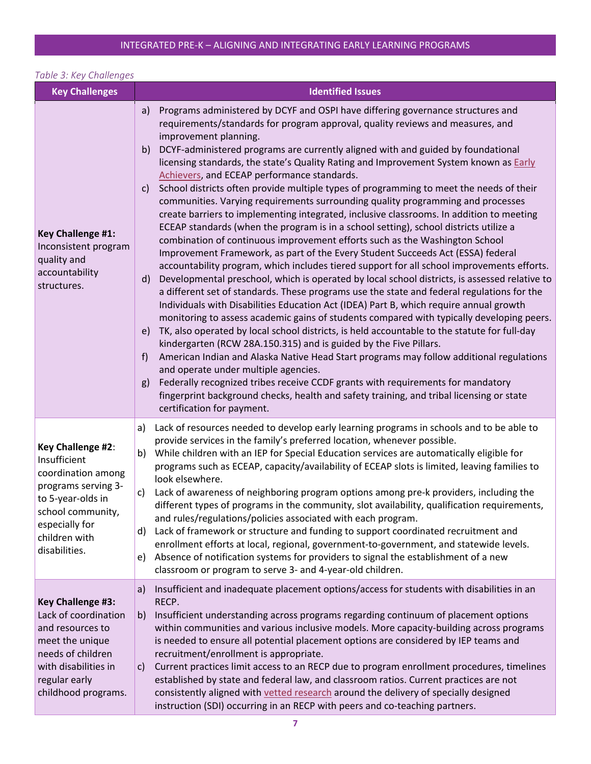*Table 3: Key Challenges*

| Key Challenges | Identified Issues |
|---|---|
| **Key Challenge #1:** Inconsistent program quality and accountability structures. | a) Programs administered by DCYF and OSPI have differing governance structures and requirements/standards for program approval, quality reviews and measures, and improvement planning.<br>b) DCYF-administered programs are currently aligned with and guided by foundational licensing standards, the state's Quality Rating and Improvement System known as [Early Achievers](), and ECEAP performance standards.<br>c) School districts often provide multiple types of programming to meet the needs of their communities. Varying requirements surrounding quality programming and processes create barriers to implementing integrated, inclusive classrooms. In addition to meeting ECEAP standards (when the program is in a school setting), school districts utilize a combination of continuous improvement efforts such as the Washington School Improvement Framework, as part of the Every Student Succeeds Act (ESSA) federal accountability program, which includes tiered support for all school improvements efforts.<br>d) Developmental preschool, which is operated by local school districts, is assessed relative to a different set of standards. These programs use the state and federal regulations for the Individuals with Disabilities Education Act (IDEA) Part B, which require annual growth monitoring to assess academic gains of students compared with typically developing peers.<br>e) TK, also operated by local school districts, is held accountable to the statute for full-day kindergarten (RCW 28A.150.315) and is guided by the Five Pillars.<br>f) American Indian and Alaska Native Head Start programs may follow additional regulations and operate under multiple agencies.<br>g) Federally recognized tribes receive CCDF grants with requirements for mandatory fingerprint background checks, health and safety training, and tribal licensing or state certification for payment. |
| **Key Challenge #2**: Insufficient coordination among programs serving 3- to 5-year-olds in school community, especially for children with disabilities. | a) Lack of resources needed to develop early learning programs in schools and to be able to provide services in the family's preferred location, whenever possible.<br>b) While children with an IEP for Special Education services are automatically eligible for programs such as ECEAP, capacity/availability of ECEAP slots is limited, leaving families to look elsewhere.<br>c) Lack of awareness of neighboring program options among pre-k providers, including the different types of programs in the community, slot availability, qualification requirements, and rules/regulations/policies associated with each program.<br>d) Lack of framework or structure and funding to support coordinated recruitment and enrollment efforts at local, regional, government-to-government, and statewide levels.<br>e) Absence of notification systems for providers to signal the establishment of a new classroom or program to serve 3- and 4-year-old children. |
| **Key Challenge #3:** Lack of coordination and resources to meet the unique needs of children with disabilities in regular early childhood programs. | a) Insufficient and inadequate placement options/access for students with disabilities in an RECP.<br>b) Insufficient understanding across programs regarding continuum of placement options within communities and various inclusive models. More capacity-building across programs is needed to ensure all potential placement options are considered by IEP teams and recruitment/enrollment is appropriate.<br>c) Current practices limit access to an RECP due to program enrollment procedures, timelines established by state and federal law, and classroom ratios. Current practices are not consistently aligned with [vetted research]() around the delivery of specially designed instruction (SDI) occurring in an RECP with peers and co-teaching partners. |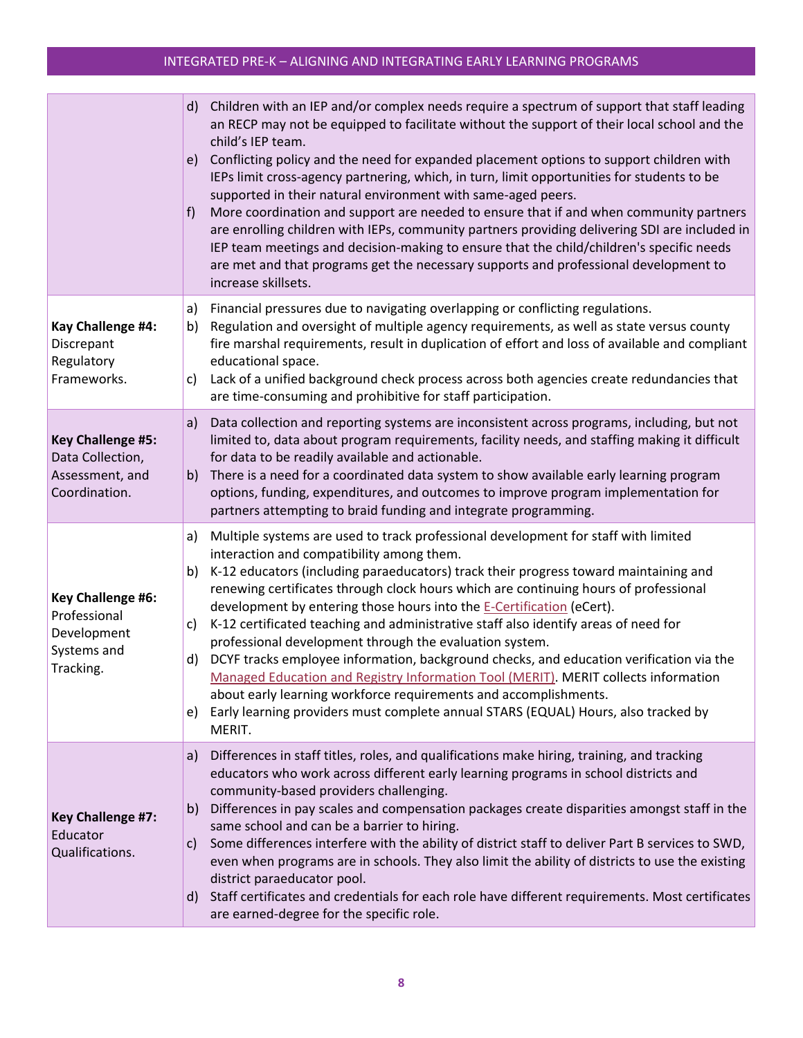| | |
|---|---|
| | d) Children with an IEP and/or complex needs require a spectrum of support that staff leading an RECP may not be equipped to facilitate without the support of their local school and the child's IEP team.<br>e) Conflicting policy and the need for expanded placement options to support children with IEPs limit cross-agency partnering, which, in turn, limit opportunities for students to be supported in their natural environment with same-aged peers.<br>f) More coordination and support are needed to ensure that if and when community partners are enrolling children with IEPs, community partners providing delivering SDI are included in IEP team meetings and decision-making to ensure that the child/children's specific needs are met and that programs get the necessary supports and professional development to increase skillsets. |
| **Kay Challenge #4:** Discrepant Regulatory Frameworks. | a) Financial pressures due to navigating overlapping or conflicting regulations.<br>b) Regulation and oversight of multiple agency requirements, as well as state versus county fire marshal requirements, result in duplication of effort and loss of available and compliant educational space.<br>c) Lack of a unified background check process across both agencies create redundancies that are time-consuming and prohibitive for staff participation. |
| **Key Challenge #5:** Data Collection, Assessment, and Coordination. | a) Data collection and reporting systems are inconsistent across programs, including, but not limited to, data about program requirements, facility needs, and staffing making it difficult for data to be readily available and actionable.<br>b) There is a need for a coordinated data system to show available early learning program options, funding, expenditures, and outcomes to improve program implementation for partners attempting to braid funding and integrate programming. |
| **Key Challenge #6:** Professional Development Systems and Tracking. | a) Multiple systems are used to track professional development for staff with limited interaction and compatibility among them.<br>b) K-12 educators (including paraeducators) track their progress toward maintaining and renewing certificates through clock hours which are continuing hours of professional development by entering those hours into the E-Certification (eCert).<br>c) K-12 certificated teaching and administrative staff also identify areas of need for professional development through the evaluation system.<br>d) DCYF tracks employee information, background checks, and education verification via the Managed Education and Registry Information Tool (MERIT). MERIT collects information about early learning workforce requirements and accomplishments.<br>e) Early learning providers must complete annual STARS (EQUAL) Hours, also tracked by MERIT. |
| **Key Challenge #7:** Educator Qualifications. | a) Differences in staff titles, roles, and qualifications make hiring, training, and tracking educators who work across different early learning programs in school districts and community-based providers challenging.<br>b) Differences in pay scales and compensation packages create disparities amongst staff in the same school and can be a barrier to hiring.<br>c) Some differences interfere with the ability of district staff to deliver Part B services to SWD, even when programs are in schools. They also limit the ability of districts to use the existing district paraeducator pool.<br>d) Staff certificates and credentials for each role have different requirements. Most certificates are earned-degree for the specific role. |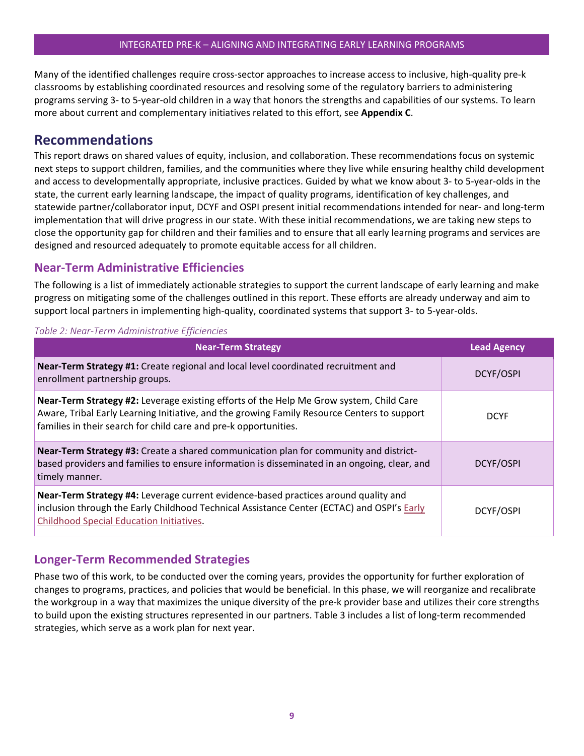Many of the identified challenges require cross-sector approaches to increase access to inclusive, high-quality pre-k classrooms by establishing coordinated resources and resolving some of the regulatory barriers to administering programs serving 3- to 5-year-old children in a way that honors the strengths and capabilities of our systems. To learn more about current and complementary initiatives related to this effort, see **Appendix C**.

## Recommendations

This report draws on shared values of equity, inclusion, and collaboration. These recommendations focus on systemic next steps to support children, families, and the communities where they live while ensuring healthy child development and access to developmentally appropriate, inclusive practices. Guided by what we know about 3- to 5-year-olds in the state, the current early learning landscape, the impact of quality programs, identification of key challenges, and statewide partner/collaborator input, DCYF and OSPI present initial recommendations intended for near- and long-term implementation that will drive progress in our state. With these initial recommendations, we are taking new steps to close the opportunity gap for children and their families and to ensure that all early learning programs and services are designed and resourced adequately to promote equitable access for all children.

### Near-Term Administrative Efficiencies

The following is a list of immediately actionable strategies to support the current landscape of early learning and make progress on mitigating some of the challenges outlined in this report. These efforts are already underway and aim to support local partners in implementing high-quality, coordinated systems that support 3- to 5-year-olds.

*Table 2: Near-Term Administrative Efficiencies*

| Near-Term Strategy | Lead Agency |
|---|---|
| **Near-Term Strategy #1:** Create regional and local level coordinated recruitment and enrollment partnership groups. | DCYF/OSPI |
| **Near-Term Strategy #2:** Leverage existing efforts of the Help Me Grow system, Child Care Aware, Tribal Early Learning Initiative, and the growing Family Resource Centers to support families in their search for child care and pre-k opportunities. | DCYF |
| **Near-Term Strategy #3:** Create a shared communication plan for community and district-based providers and families to ensure information is disseminated in an ongoing, clear, and timely manner. | DCYF/OSPI |
| **Near-Term Strategy #4:** Leverage current evidence-based practices around quality and inclusion through the Early Childhood Technical Assistance Center (ECTAC) and OSPI's Early Childhood Special Education Initiatives. | DCYF/OSPI |

### Longer-Term Recommended Strategies

Phase two of this work, to be conducted over the coming years, provides the opportunity for further exploration of changes to programs, practices, and policies that would be beneficial. In this phase, we will reorganize and recalibrate the workgroup in a way that maximizes the unique diversity of the pre-k provider base and utilizes their core strengths to build upon the existing structures represented in our partners. Table 3 includes a list of long-term recommended strategies, which serve as a work plan for next year.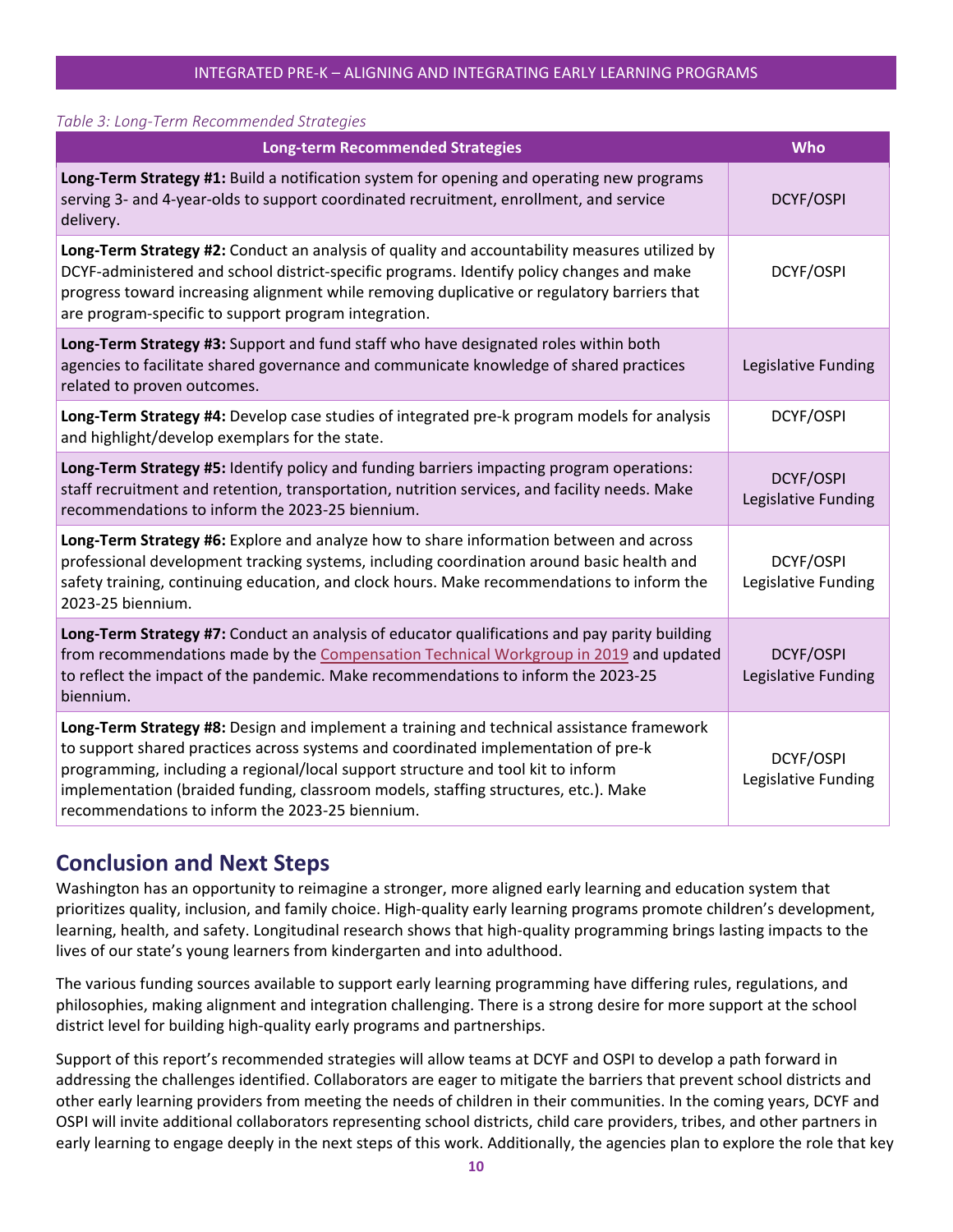*Table 3: Long-Term Recommended Strategies*

| Long-term Recommended Strategies | Who |
| --- | --- |
| **Long-Term Strategy #1:** Build a notification system for opening and operating new programs serving 3- and 4-year-olds to support coordinated recruitment, enrollment, and service delivery. | DCYF/OSPI |
| **Long-Term Strategy #2:** Conduct an analysis of quality and accountability measures utilized by DCYF-administered and school district-specific programs. Identify policy changes and make progress toward increasing alignment while removing duplicative or regulatory barriers that are program-specific to support program integration. | DCYF/OSPI |
| **Long-Term Strategy #3:** Support and fund staff who have designated roles within both agencies to facilitate shared governance and communicate knowledge of shared practices related to proven outcomes. | Legislative Funding |
| **Long-Term Strategy #4:** Develop case studies of integrated pre-k program models for analysis and highlight/develop exemplars for the state. | DCYF/OSPI |
| **Long-Term Strategy #5:** Identify policy and funding barriers impacting program operations: staff recruitment and retention, transportation, nutrition services, and facility needs. Make recommendations to inform the 2023-25 biennium. | DCYF/OSPI Legislative Funding |
| **Long-Term Strategy #6:** Explore and analyze how to share information between and across professional development tracking systems, including coordination around basic health and safety training, continuing education, and clock hours. Make recommendations to inform the 2023-25 biennium. | DCYF/OSPI Legislative Funding |
| **Long-Term Strategy #7:** Conduct an analysis of educator qualifications and pay parity building from recommendations made by the Compensation Technical Workgroup in 2019 and updated to reflect the impact of the pandemic. Make recommendations to inform the 2023-25 biennium. | DCYF/OSPI Legislative Funding |
| **Long-Term Strategy #8:** Design and implement a training and technical assistance framework to support shared practices across systems and coordinated implementation of pre-k programming, including a regional/local support structure and tool kit to inform implementation (braided funding, classroom models, staffing structures, etc.). Make recommendations to inform the 2023-25 biennium. | DCYF/OSPI Legislative Funding |

## Conclusion and Next Steps

Washington has an opportunity to reimagine a stronger, more aligned early learning and education system that prioritizes quality, inclusion, and family choice. High-quality early learning programs promote children's development, learning, health, and safety. Longitudinal research shows that high-quality programming brings lasting impacts to the lives of our state's young learners from kindergarten and into adulthood.

The various funding sources available to support early learning programming have differing rules, regulations, and philosophies, making alignment and integration challenging. There is a strong desire for more support at the school district level for building high-quality early programs and partnerships.

Support of this report's recommended strategies will allow teams at DCYF and OSPI to develop a path forward in addressing the challenges identified. Collaborators are eager to mitigate the barriers that prevent school districts and other early learning providers from meeting the needs of children in their communities. In the coming years, DCYF and OSPI will invite additional collaborators representing school districts, child care providers, tribes, and other partners in early learning to engage deeply in the next steps of this work. Additionally, the agencies plan to explore the role that key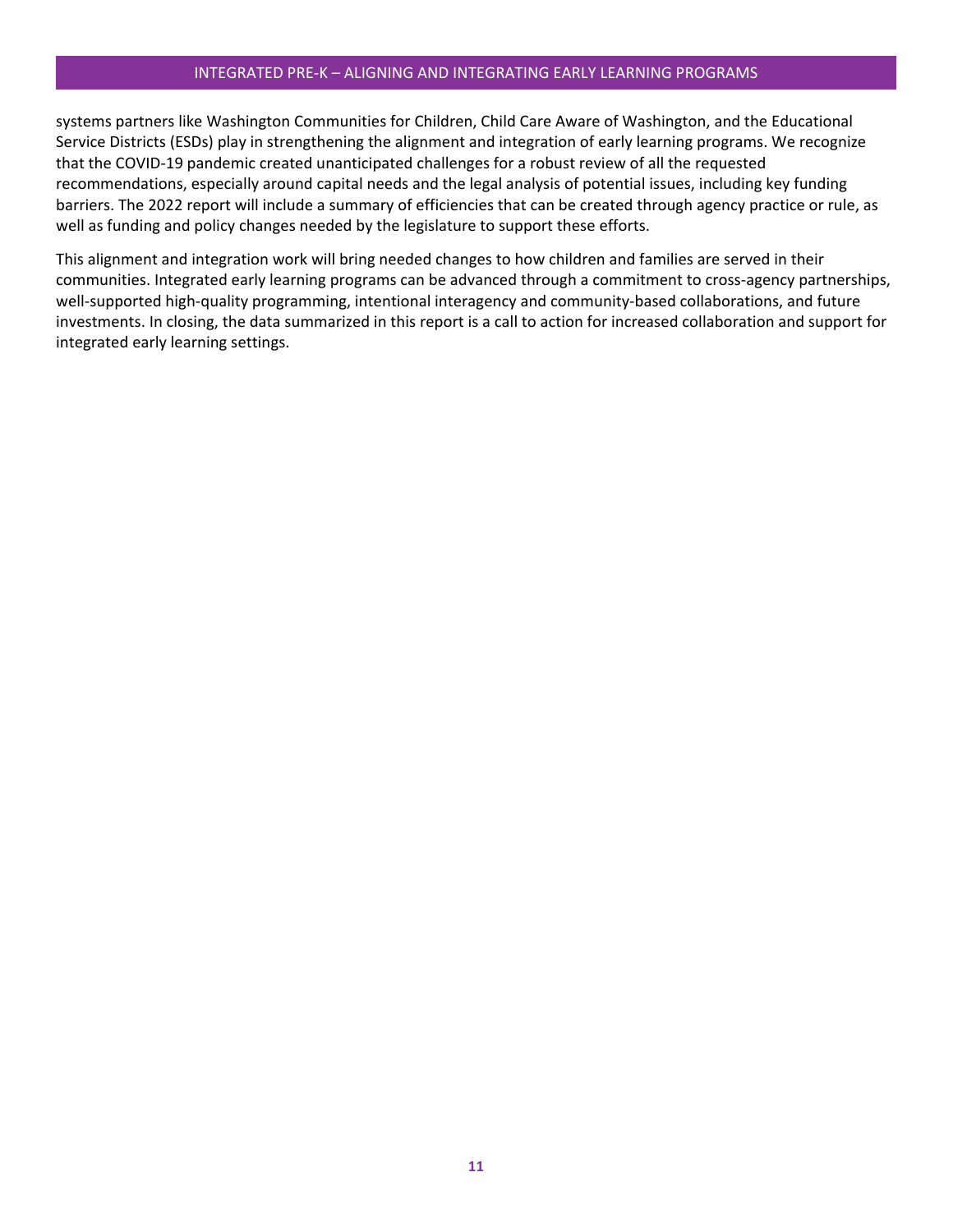systems partners like Washington Communities for Children, Child Care Aware of Washington, and the Educational Service Districts (ESDs) play in strengthening the alignment and integration of early learning programs. We recognize that the COVID-19 pandemic created unanticipated challenges for a robust review of all the requested recommendations, especially around capital needs and the legal analysis of potential issues, including key funding barriers. The 2022 report will include a summary of efficiencies that can be created through agency practice or rule, as well as funding and policy changes needed by the legislature to support these efforts.

This alignment and integration work will bring needed changes to how children and families are served in their communities. Integrated early learning programs can be advanced through a commitment to cross-agency partnerships, well-supported high-quality programming, intentional interagency and community-based collaborations, and future investments. In closing, the data summarized in this report is a call to action for increased collaboration and support for integrated early learning settings.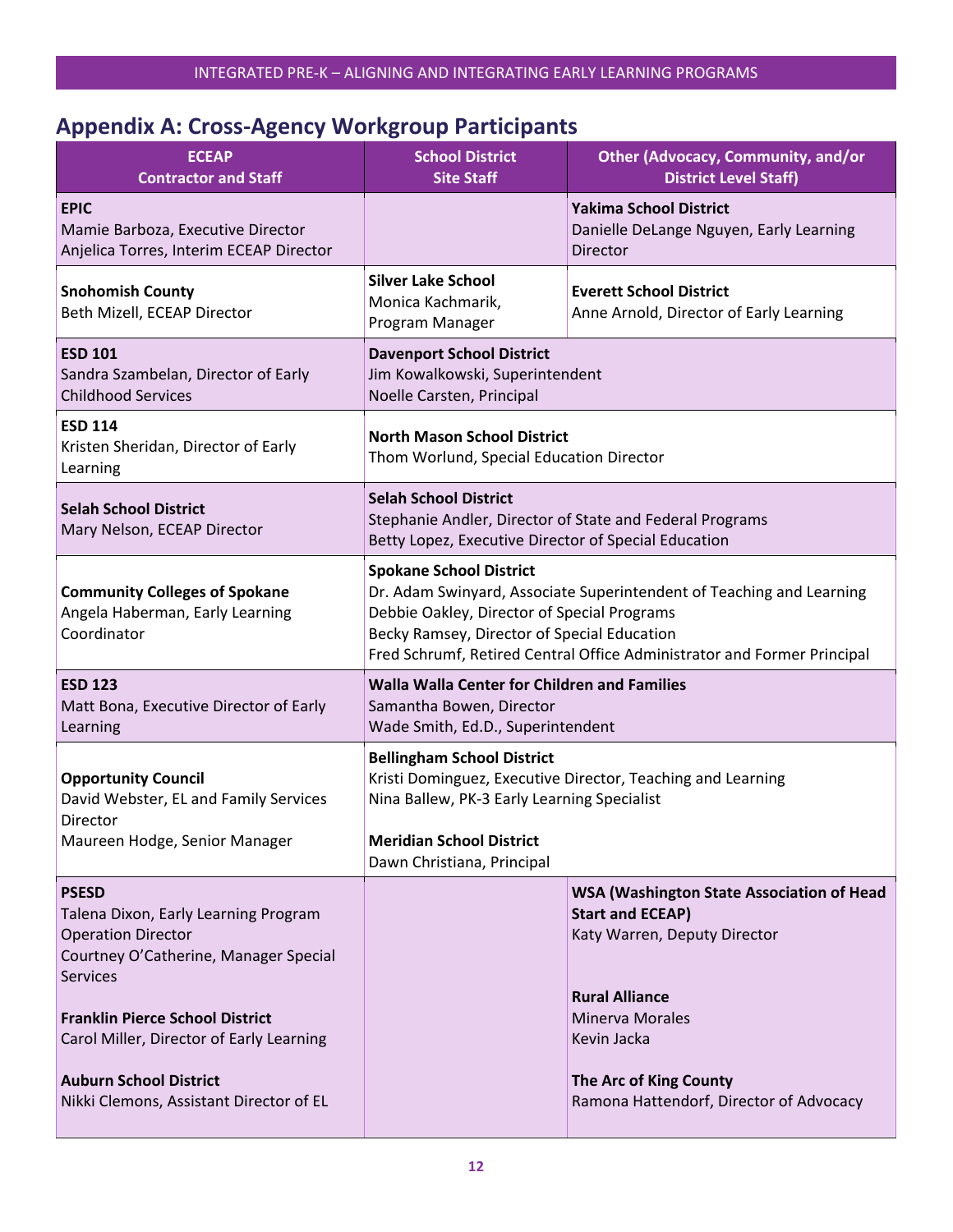## Appendix A: Cross-Agency Workgroup Participants

| ECEAP Contractor and Staff | School District Site Staff | Other (Advocacy, Community, and/or District Level Staff) |
|---|---|---|
| **EPIC**<br>Mamie Barboza, Executive Director<br>Anjelica Torres, Interim ECEAP Director | | **Yakima School District**<br>Danielle DeLange Nguyen, Early Learning Director |
| **Snohomish County**<br>Beth Mizell, ECEAP Director | **Silver Lake School**<br>Monica Kachmarik, Program Manager | **Everett School District**<br>Anne Arnold, Director of Early Learning |
| **ESD 101**<br>Sandra Szambelan, Director of Early Childhood Services | **Davenport School District**<br>Jim Kowalkowski, Superintendent<br>Noelle Carsten, Principal | |
| **ESD 114**<br>Kristen Sheridan, Director of Early Learning | **North Mason School District**<br>Thom Worlund, Special Education Director | |
| **Selah School District**<br>Mary Nelson, ECEAP Director | **Selah School District**<br>Stephanie Andler, Director of State and Federal Programs<br>Betty Lopez, Executive Director of Special Education | |
| **Community Colleges of Spokane**<br>Angela Haberman, Early Learning Coordinator | **Spokane School District**<br>Dr. Adam Swinyard, Associate Superintendent of Teaching and Learning<br>Debbie Oakley, Director of Special Programs<br>Becky Ramsey, Director of Special Education<br>Fred Schrumf, Retired Central Office Administrator and Former Principal | |
| **ESD 123**<br>Matt Bona, Executive Director of Early Learning | **Walla Walla Center for Children and Families**<br>Samantha Bowen, Director<br>Wade Smith, Ed.D., Superintendent | |
| **Opportunity Council**<br>David Webster, EL and Family Services Director<br>Maureen Hodge, Senior Manager | **Bellingham School District**<br>Kristi Dominguez, Executive Director, Teaching and Learning<br>Nina Ballew, PK-3 Early Learning Specialist<br><br>**Meridian School District**<br>Dawn Christiana, Principal | |
| **PSESD**<br>Talena Dixon, Early Learning Program Operation Director<br>Courtney O'Catherine, Manager Special Services<br><br>**Franklin Pierce School District**<br>Carol Miller, Director of Early Learning<br><br>**Auburn School District**<br>Nikki Clemons, Assistant Director of EL | | **WSA (Washington State Association of Head Start and ECEAP)**<br>Katy Warren, Deputy Director<br><br>**Rural Alliance**<br>Minerva Morales<br>Kevin Jacka<br><br>**The Arc of King County**<br>Ramona Hattendorf, Director of Advocacy |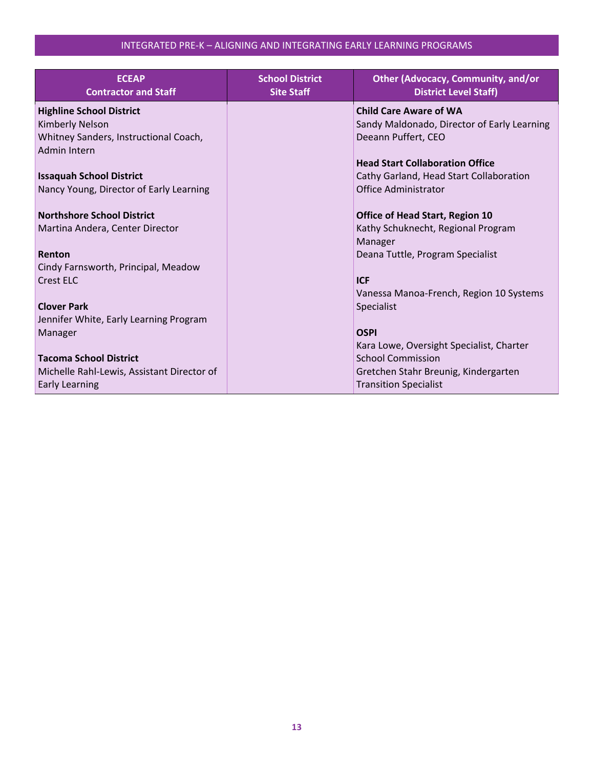## INTEGRATED PRE-K – ALIGNING AND INTEGRATING EARLY LEARNING PROGRAMS

| ECEAP Contractor and Staff | School District Site Staff | Other (Advocacy, Community, and/or District Level Staff) |
| --- | --- | --- |
| **Highline School District**<br>Kimberly Nelson<br>Whitney Sanders, Instructional Coach, Admin Intern<br><br>**Issaquah School District**<br>Nancy Young, Director of Early Learning<br><br>**Northshore School District**<br>Martina Andera, Center Director<br><br>**Renton**<br>Cindy Farnsworth, Principal, Meadow Crest ELC<br><br>**Clover Park**<br>Jennifer White, Early Learning Program Manager<br><br>**Tacoma School District**<br>Michelle Rahl-Lewis, Assistant Director of Early Learning | | **Child Care Aware of WA**<br>Sandy Maldonado, Director of Early Learning<br>Deeann Puffert, CEO<br><br>**Head Start Collaboration Office**<br>Cathy Garland, Head Start Collaboration Office Administrator<br><br>**Office of Head Start, Region 10**<br>Kathy Schuknecht, Regional Program Manager<br>Deana Tuttle, Program Specialist<br><br>**ICF**<br>Vanessa Manoa-French, Region 10 Systems Specialist<br><br>**OSPI**<br>Kara Lowe, Oversight Specialist, Charter School Commission<br>Gretchen Stahr Breunig, Kindergarten Transition Specialist |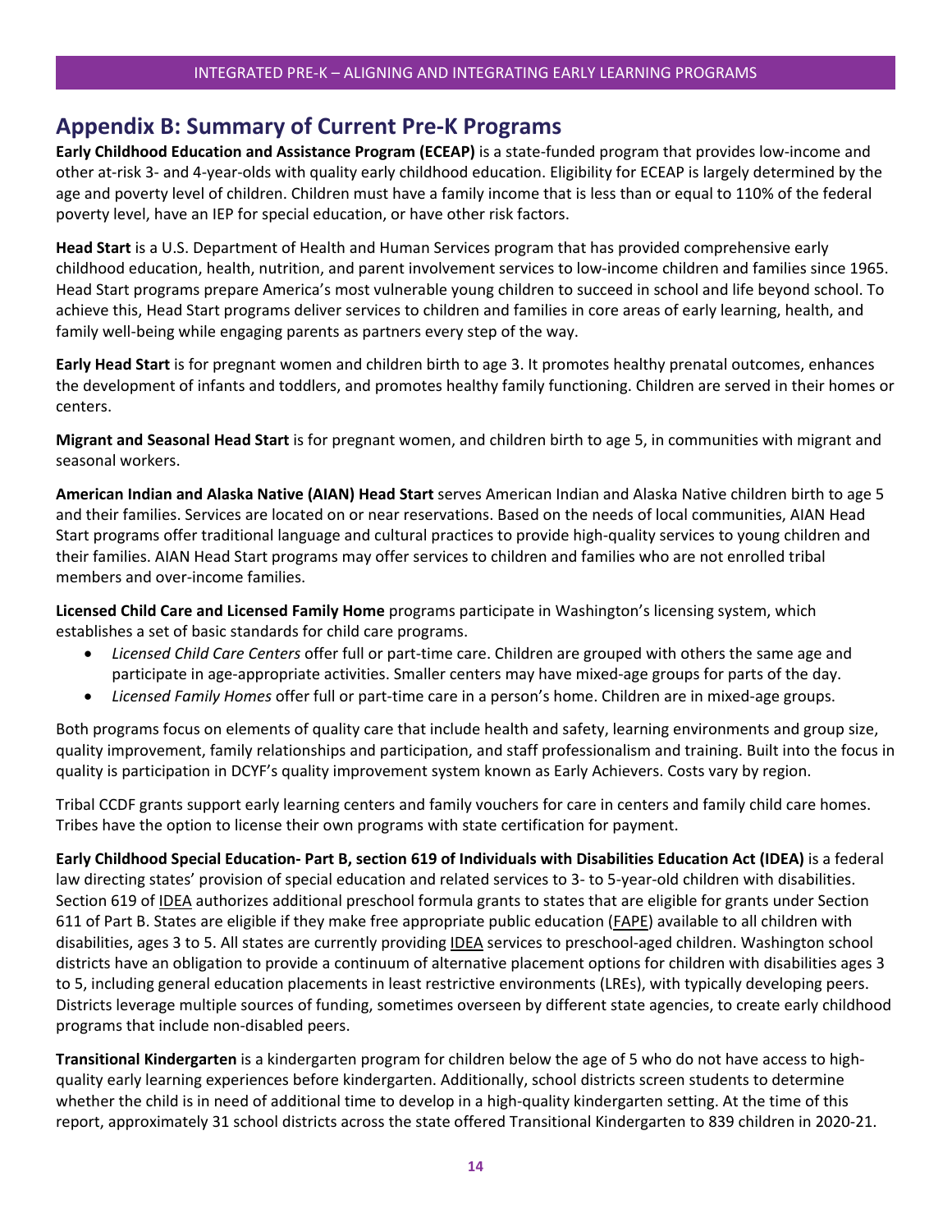## Appendix B: Summary of Current Pre-K Programs

**Early Childhood Education and Assistance Program (ECEAP)** is a state-funded program that provides low-income and other at-risk 3- and 4-year-olds with quality early childhood education. Eligibility for ECEAP is largely determined by the age and poverty level of children. Children must have a family income that is less than or equal to 110% of the federal poverty level, have an IEP for special education, or have other risk factors.

**Head Start** is a U.S. Department of Health and Human Services program that has provided comprehensive early childhood education, health, nutrition, and parent involvement services to low-income children and families since 1965. Head Start programs prepare America's most vulnerable young children to succeed in school and life beyond school. To achieve this, Head Start programs deliver services to children and families in core areas of early learning, health, and family well-being while engaging parents as partners every step of the way.

**Early Head Start** is for pregnant women and children birth to age 3. It promotes healthy prenatal outcomes, enhances the development of infants and toddlers, and promotes healthy family functioning. Children are served in their homes or centers.

**Migrant and Seasonal Head Start** is for pregnant women, and children birth to age 5, in communities with migrant and seasonal workers.

**American Indian and Alaska Native (AIAN) Head Start** serves American Indian and Alaska Native children birth to age 5 and their families. Services are located on or near reservations. Based on the needs of local communities, AIAN Head Start programs offer traditional language and cultural practices to provide high-quality services to young children and their families. AIAN Head Start programs may offer services to children and families who are not enrolled tribal members and over-income families.

**Licensed Child Care and Licensed Family Home** programs participate in Washington's licensing system, which establishes a set of basic standards for child care programs.

- *Licensed Child Care Centers* offer full or part-time care. Children are grouped with others the same age and participate in age-appropriate activities. Smaller centers may have mixed-age groups for parts of the day.
- *Licensed Family Homes* offer full or part-time care in a person's home. Children are in mixed-age groups.

Both programs focus on elements of quality care that include health and safety, learning environments and group size, quality improvement, family relationships and participation, and staff professionalism and training. Built into the focus in quality is participation in DCYF's quality improvement system known as Early Achievers. Costs vary by region.

Tribal CCDF grants support early learning centers and family vouchers for care in centers and family child care homes. Tribes have the option to license their own programs with state certification for payment.

**Early Childhood Special Education- Part B, section 619 of Individuals with Disabilities Education Act (IDEA)** is a federal law directing states' provision of special education and related services to 3- to 5-year-old children with disabilities. Section 619 of IDEA authorizes additional preschool formula grants to states that are eligible for grants under Section 611 of Part B. States are eligible if they make free appropriate public education (FAPE) available to all children with disabilities, ages 3 to 5. All states are currently providing IDEA services to preschool-aged children. Washington school districts have an obligation to provide a continuum of alternative placement options for children with disabilities ages 3 to 5, including general education placements in least restrictive environments (LREs), with typically developing peers. Districts leverage multiple sources of funding, sometimes overseen by different state agencies, to create early childhood programs that include non-disabled peers.

**Transitional Kindergarten** is a kindergarten program for children below the age of 5 who do not have access to high-quality early learning experiences before kindergarten. Additionally, school districts screen students to determine whether the child is in need of additional time to develop in a high-quality kindergarten setting. At the time of this report, approximately 31 school districts across the state offered Transitional Kindergarten to 839 children in 2020-21.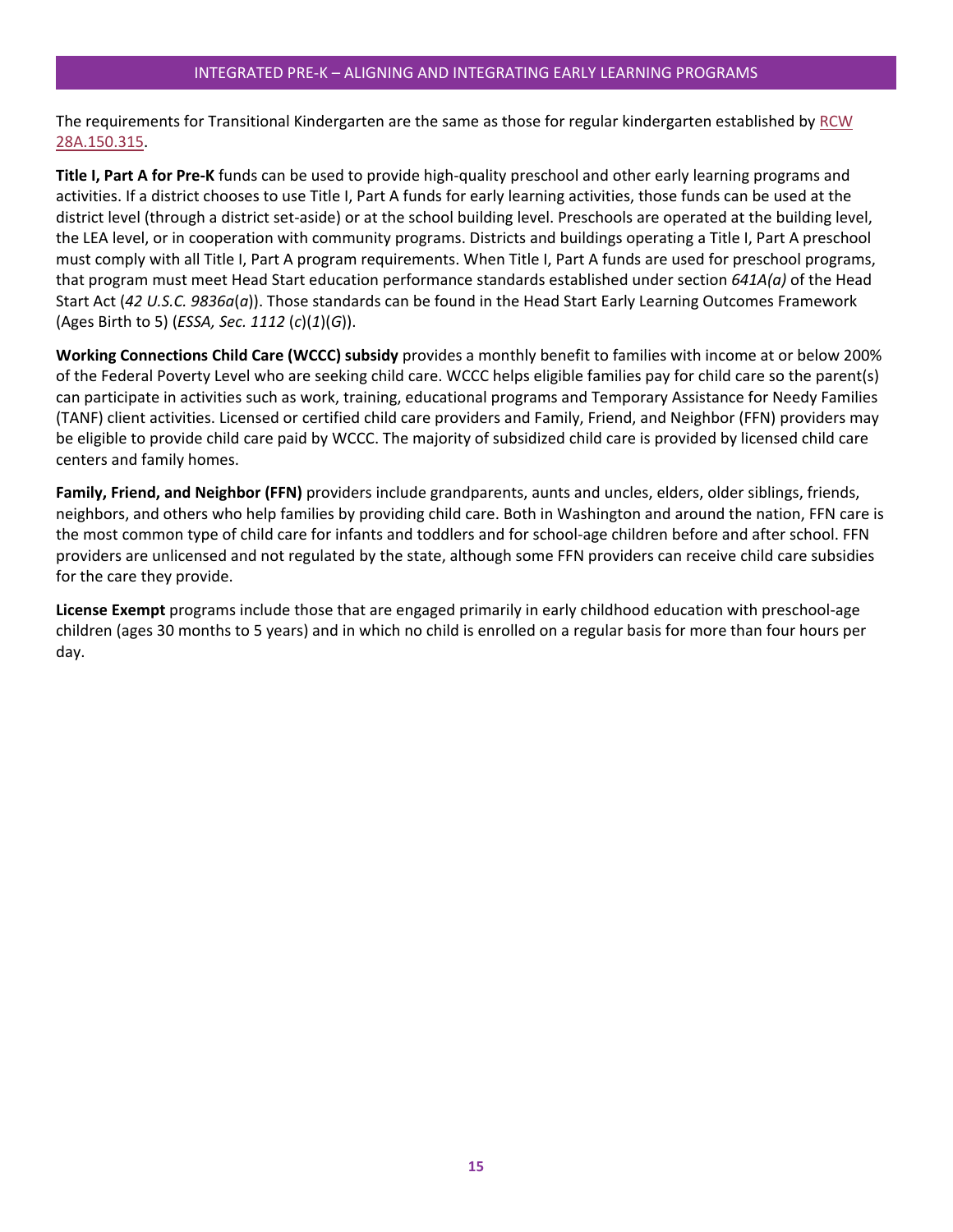The requirements for Transitional Kindergarten are the same as those for regular kindergarten established by [RCW 28A.150.315](RCW 28A.150.315).

**Title I, Part A for Pre-K** funds can be used to provide high-quality preschool and other early learning programs and activities. If a district chooses to use Title I, Part A funds for early learning activities, those funds can be used at the district level (through a district set-aside) or at the school building level. Preschools are operated at the building level, the LEA level, or in cooperation with community programs. Districts and buildings operating a Title I, Part A preschool must comply with all Title I, Part A program requirements. When Title I, Part A funds are used for preschool programs, that program must meet Head Start education performance standards established under section *641A(a)* of the Head Start Act (*42 U.S.C. 9836a*(*a*)). Those standards can be found in the Head Start Early Learning Outcomes Framework (Ages Birth to 5) (*ESSA, Sec. 1112* (*c*)(*1*)(*G*)).

**Working Connections Child Care (WCCC) subsidy** provides a monthly benefit to families with income at or below 200% of the Federal Poverty Level who are seeking child care. WCCC helps eligible families pay for child care so the parent(s) can participate in activities such as work, training, educational programs and Temporary Assistance for Needy Families (TANF) client activities. Licensed or certified child care providers and Family, Friend, and Neighbor (FFN) providers may be eligible to provide child care paid by WCCC. The majority of subsidized child care is provided by licensed child care centers and family homes.

**Family, Friend, and Neighbor (FFN)** providers include grandparents, aunts and uncles, elders, older siblings, friends, neighbors, and others who help families by providing child care. Both in Washington and around the nation, FFN care is the most common type of child care for infants and toddlers and for school-age children before and after school. FFN providers are unlicensed and not regulated by the state, although some FFN providers can receive child care subsidies for the care they provide.

**License Exempt** programs include those that are engaged primarily in early childhood education with preschool-age children (ages 30 months to 5 years) and in which no child is enrolled on a regular basis for more than four hours per day.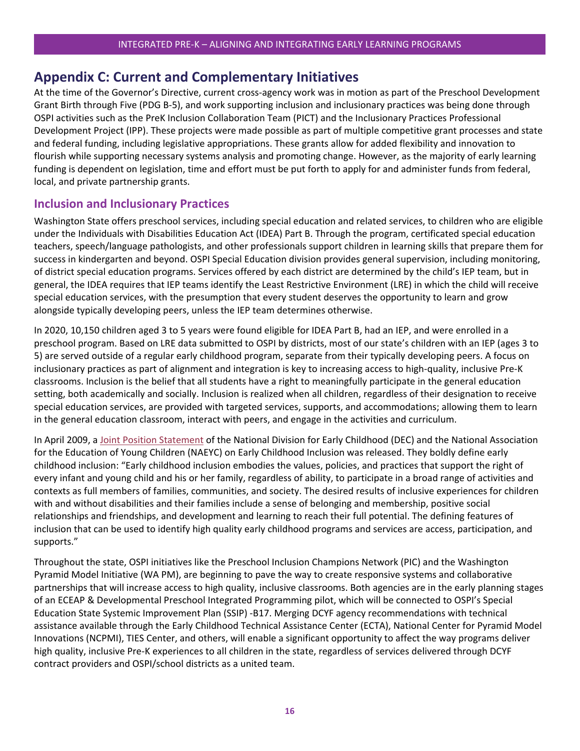## Appendix C: Current and Complementary Initiatives

At the time of the Governor's Directive, current cross-agency work was in motion as part of the Preschool Development Grant Birth through Five (PDG B-5), and work supporting inclusion and inclusionary practices was being done through OSPI activities such as the PreK Inclusion Collaboration Team (PICT) and the Inclusionary Practices Professional Development Project (IPP). These projects were made possible as part of multiple competitive grant processes and state and federal funding, including legislative appropriations. These grants allow for added flexibility and innovation to flourish while supporting necessary systems analysis and promoting change. However, as the majority of early learning funding is dependent on legislation, time and effort must be put forth to apply for and administer funds from federal, local, and private partnership grants.

### Inclusion and Inclusionary Practices

Washington State offers preschool services, including special education and related services, to children who are eligible under the Individuals with Disabilities Education Act (IDEA) Part B. Through the program, certificated special education teachers, speech/language pathologists, and other professionals support children in learning skills that prepare them for success in kindergarten and beyond. OSPI Special Education division provides general supervision, including monitoring, of district special education programs. Services offered by each district are determined by the child's IEP team, but in general, the IDEA requires that IEP teams identify the Least Restrictive Environment (LRE) in which the child will receive special education services, with the presumption that every student deserves the opportunity to learn and grow alongside typically developing peers, unless the IEP team determines otherwise.

In 2020, 10,150 children aged 3 to 5 years were found eligible for IDEA Part B, had an IEP, and were enrolled in a preschool program. Based on LRE data submitted to OSPI by districts, most of our state's children with an IEP (ages 3 to 5) are served outside of a regular early childhood program, separate from their typically developing peers. A focus on inclusionary practices as part of alignment and integration is key to increasing access to high-quality, inclusive Pre-K classrooms. Inclusion is the belief that all students have a right to meaningfully participate in the general education setting, both academically and socially. Inclusion is realized when all children, regardless of their designation to receive special education services, are provided with targeted services, supports, and accommodations; allowing them to learn in the general education classroom, interact with peers, and engage in the activities and curriculum.

In April 2009, a Joint Position Statement of the National Division for Early Childhood (DEC) and the National Association for the Education of Young Children (NAEYC) on Early Childhood Inclusion was released. They boldly define early childhood inclusion: "Early childhood inclusion embodies the values, policies, and practices that support the right of every infant and young child and his or her family, regardless of ability, to participate in a broad range of activities and contexts as full members of families, communities, and society. The desired results of inclusive experiences for children with and without disabilities and their families include a sense of belonging and membership, positive social relationships and friendships, and development and learning to reach their full potential. The defining features of inclusion that can be used to identify high quality early childhood programs and services are access, participation, and supports."

Throughout the state, OSPI initiatives like the Preschool Inclusion Champions Network (PIC) and the Washington Pyramid Model Initiative (WA PM), are beginning to pave the way to create responsive systems and collaborative partnerships that will increase access to high quality, inclusive classrooms. Both agencies are in the early planning stages of an ECEAP & Developmental Preschool Integrated Programming pilot, which will be connected to OSPI's Special Education State Systemic Improvement Plan (SSIP) -B17. Merging DCYF agency recommendations with technical assistance available through the Early Childhood Technical Assistance Center (ECTA), National Center for Pyramid Model Innovations (NCPMI), TIES Center, and others, will enable a significant opportunity to affect the way programs deliver high quality, inclusive Pre-K experiences to all children in the state, regardless of services delivered through DCYF contract providers and OSPI/school districts as a united team.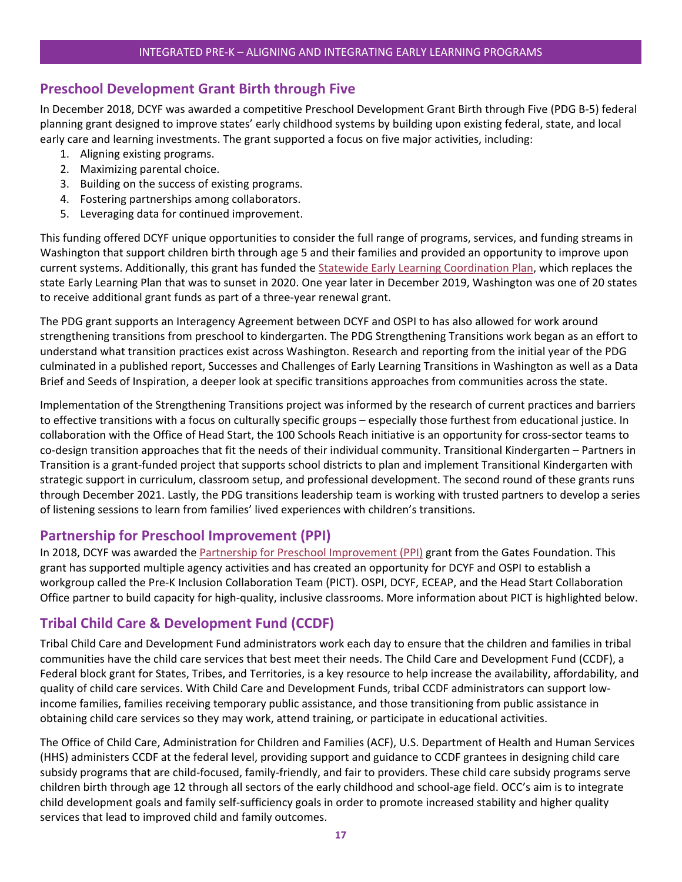## Preschool Development Grant Birth through Five

In December 2018, DCYF was awarded a competitive Preschool Development Grant Birth through Five (PDG B-5) federal planning grant designed to improve states' early childhood systems by building upon existing federal, state, and local early care and learning investments. The grant supported a focus on five major activities, including:

1. Aligning existing programs.
2. Maximizing parental choice.
3. Building on the success of existing programs.
4. Fostering partnerships among collaborators.
5. Leveraging data for continued improvement.

This funding offered DCYF unique opportunities to consider the full range of programs, services, and funding streams in Washington that support children birth through age 5 and their families and provided an opportunity to improve upon current systems. Additionally, this grant has funded the [Statewide Early Learning Coordination Plan](), which replaces the state Early Learning Plan that was to sunset in 2020. One year later in December 2019, Washington was one of 20 states to receive additional grant funds as part of a three-year renewal grant.

The PDG grant supports an Interagency Agreement between DCYF and OSPI to has also allowed for work around strengthening transitions from preschool to kindergarten. The PDG Strengthening Transitions work began as an effort to understand what transition practices exist across Washington. Research and reporting from the initial year of the PDG culminated in a published report, Successes and Challenges of Early Learning Transitions in Washington as well as a Data Brief and Seeds of Inspiration, a deeper look at specific transitions approaches from communities across the state.

Implementation of the Strengthening Transitions project was informed by the research of current practices and barriers to effective transitions with a focus on culturally specific groups – especially those furthest from educational justice. In collaboration with the Office of Head Start, the 100 Schools Reach initiative is an opportunity for cross-sector teams to co-design transition approaches that fit the needs of their individual community. Transitional Kindergarten – Partners in Transition is a grant-funded project that supports school districts to plan and implement Transitional Kindergarten with strategic support in curriculum, classroom setup, and professional development. The second round of these grants runs through December 2021. Lastly, the PDG transitions leadership team is working with trusted partners to develop a series of listening sessions to learn from families' lived experiences with children's transitions.

## Partnership for Preschool Improvement (PPI)

In 2018, DCYF was awarded the [Partnership for Preschool Improvement (PPI)]() grant from the Gates Foundation. This grant has supported multiple agency activities and has created an opportunity for DCYF and OSPI to establish a workgroup called the Pre-K Inclusion Collaboration Team (PICT). OSPI, DCYF, ECEAP, and the Head Start Collaboration Office partner to build capacity for high-quality, inclusive classrooms. More information about PICT is highlighted below.

## Tribal Child Care & Development Fund (CCDF)

Tribal Child Care and Development Fund administrators work each day to ensure that the children and families in tribal communities have the child care services that best meet their needs. The Child Care and Development Fund (CCDF), a Federal block grant for States, Tribes, and Territories, is a key resource to help increase the availability, affordability, and quality of child care services. With Child Care and Development Funds, tribal CCDF administrators can support low-income families, families receiving temporary public assistance, and those transitioning from public assistance in obtaining child care services so they may work, attend training, or participate in educational activities.

The Office of Child Care, Administration for Children and Families (ACF), U.S. Department of Health and Human Services (HHS) administers CCDF at the federal level, providing support and guidance to CCDF grantees in designing child care subsidy programs that are child-focused, family-friendly, and fair to providers. These child care subsidy programs serve children birth through age 12 through all sectors of the early childhood and school-age field. OCC's aim is to integrate child development goals and family self-sufficiency goals in order to promote increased stability and higher quality services that lead to improved child and family outcomes.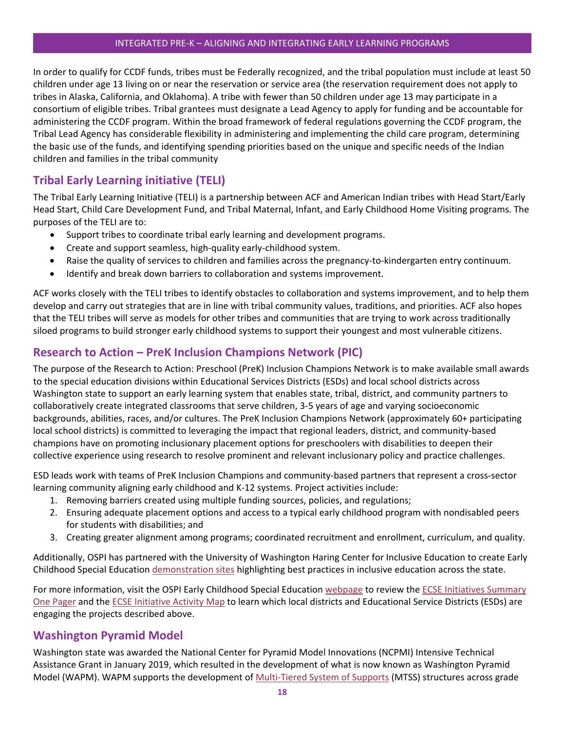In order to qualify for CCDF funds, tribes must be Federally recognized, and the tribal population must include at least 50 children under age 13 living on or near the reservation or service area (the reservation requirement does not apply to tribes in Alaska, California, and Oklahoma). A tribe with fewer than 50 children under age 13 may participate in a consortium of eligible tribes. Tribal grantees must designate a Lead Agency to apply for funding and be accountable for administering the CCDF program. Within the broad framework of federal regulations governing the CCDF program, the Tribal Lead Agency has considerable flexibility in administering and implementing the child care program, determining the basic use of the funds, and identifying spending priorities based on the unique and specific needs of the Indian children and families in the tribal community

## Tribal Early Learning initiative (TELI)

The Tribal Early Learning Initiative (TELI) is a partnership between ACF and American Indian tribes with Head Start/Early Head Start, Child Care Development Fund, and Tribal Maternal, Infant, and Early Childhood Home Visiting programs. The purposes of the TELI are to:

- Support tribes to coordinate tribal early learning and development programs.
- Create and support seamless, high-quality early-childhood system.
- Raise the quality of services to children and families across the pregnancy-to-kindergarten entry continuum.
- Identify and break down barriers to collaboration and systems improvement.

ACF works closely with the TELI tribes to identify obstacles to collaboration and systems improvement, and to help them develop and carry out strategies that are in line with tribal community values, traditions, and priorities. ACF also hopes that the TELI tribes will serve as models for other tribes and communities that are trying to work across traditionally siloed programs to build stronger early childhood systems to support their youngest and most vulnerable citizens.

## Research to Action – PreK Inclusion Champions Network (PIC)

The purpose of the Research to Action: Preschool (PreK) Inclusion Champions Network is to make available small awards to the special education divisions within Educational Services Districts (ESDs) and local school districts across Washington state to support an early learning system that enables state, tribal, district, and community partners to collaboratively create integrated classrooms that serve children, 3-5 years of age and varying socioeconomic backgrounds, abilities, races, and/or cultures. The PreK Inclusion Champions Network (approximately 60+ participating local school districts) is committed to leveraging the impact that regional leaders, district, and community-based champions have on promoting inclusionary placement options for preschoolers with disabilities to deepen their collective experience using research to resolve prominent and relevant inclusionary policy and practice challenges.

ESD leads work with teams of PreK Inclusion Champions and community-based partners that represent a cross-sector learning community aligning early childhood and K-12 systems. Project activities include:

1. Removing barriers created using multiple funding sources, policies, and regulations;
2. Ensuring adequate placement options and access to a typical early childhood program with nondisabled peers for students with disabilities; and
3. Creating greater alignment among programs; coordinated recruitment and enrollment, curriculum, and quality.

Additionally, OSPI has partnered with the University of Washington Haring Center for Inclusive Education to create Early Childhood Special Education demonstration sites highlighting best practices in inclusive education across the state.

For more information, visit the OSPI Early Childhood Special Education webpage to review the ECSE Initiatives Summary One Pager and the ECSE Initiative Activity Map to learn which local districts and Educational Service Districts (ESDs) are engaging the projects described above.

## Washington Pyramid Model

Washington state was awarded the National Center for Pyramid Model Innovations (NCPMI) Intensive Technical Assistance Grant in January 2019, which resulted in the development of what is now known as Washington Pyramid Model (WAPM). WAPM supports the development of Multi-Tiered System of Supports (MTSS) structures across grade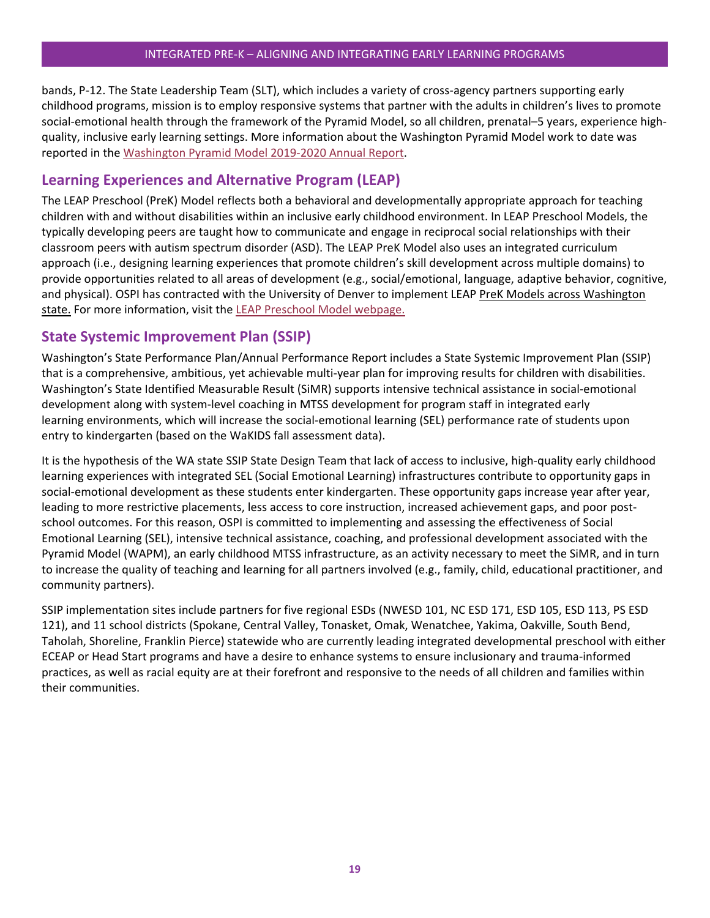bands, P-12. The State Leadership Team (SLT), which includes a variety of cross-agency partners supporting early childhood programs, mission is to employ responsive systems that partner with the adults in children's lives to promote social-emotional health through the framework of the Pyramid Model, so all children, prenatal–5 years, experience high-quality, inclusive early learning settings. More information about the Washington Pyramid Model work to date was reported in the Washington Pyramid Model 2019-2020 Annual Report.

## Learning Experiences and Alternative Program (LEAP)

The LEAP Preschool (PreK) Model reflects both a behavioral and developmentally appropriate approach for teaching children with and without disabilities within an inclusive early childhood environment. In LEAP Preschool Models, the typically developing peers are taught how to communicate and engage in reciprocal social relationships with their classroom peers with autism spectrum disorder (ASD). The LEAP PreK Model also uses an integrated curriculum approach (i.e., designing learning experiences that promote children's skill development across multiple domains) to provide opportunities related to all areas of development (e.g., social/emotional, language, adaptive behavior, cognitive, and physical). OSPI has contracted with the University of Denver to implement LEAP PreK Models across Washington state. For more information, visit the LEAP Preschool Model webpage.

## State Systemic Improvement Plan (SSIP)

Washington's State Performance Plan/Annual Performance Report includes a State Systemic Improvement Plan (SSIP) that is a comprehensive, ambitious, yet achievable multi-year plan for improving results for children with disabilities. Washington's State Identified Measurable Result (SiMR) supports intensive technical assistance in social-emotional development along with system-level coaching in MTSS development for program staff in integrated early learning environments, which will increase the social-emotional learning (SEL) performance rate of students upon entry to kindergarten (based on the WaKIDS fall assessment data).

It is the hypothesis of the WA state SSIP State Design Team that lack of access to inclusive, high-quality early childhood learning experiences with integrated SEL (Social Emotional Learning) infrastructures contribute to opportunity gaps in social-emotional development as these students enter kindergarten. These opportunity gaps increase year after year, leading to more restrictive placements, less access to core instruction, increased achievement gaps, and poor post-school outcomes. For this reason, OSPI is committed to implementing and assessing the effectiveness of Social Emotional Learning (SEL), intensive technical assistance, coaching, and professional development associated with the Pyramid Model (WAPM), an early childhood MTSS infrastructure, as an activity necessary to meet the SiMR, and in turn to increase the quality of teaching and learning for all partners involved (e.g., family, child, educational practitioner, and community partners).

SSIP implementation sites include partners for five regional ESDs (NWESD 101, NC ESD 171, ESD 105, ESD 113, PS ESD 121), and 11 school districts (Spokane, Central Valley, Tonasket, Omak, Wenatchee, Yakima, Oakville, South Bend, Taholah, Shoreline, Franklin Pierce) statewide who are currently leading integrated developmental preschool with either ECEAP or Head Start programs and have a desire to enhance systems to ensure inclusionary and trauma-informed practices, as well as racial equity are at their forefront and responsive to the needs of all children and families within their communities.